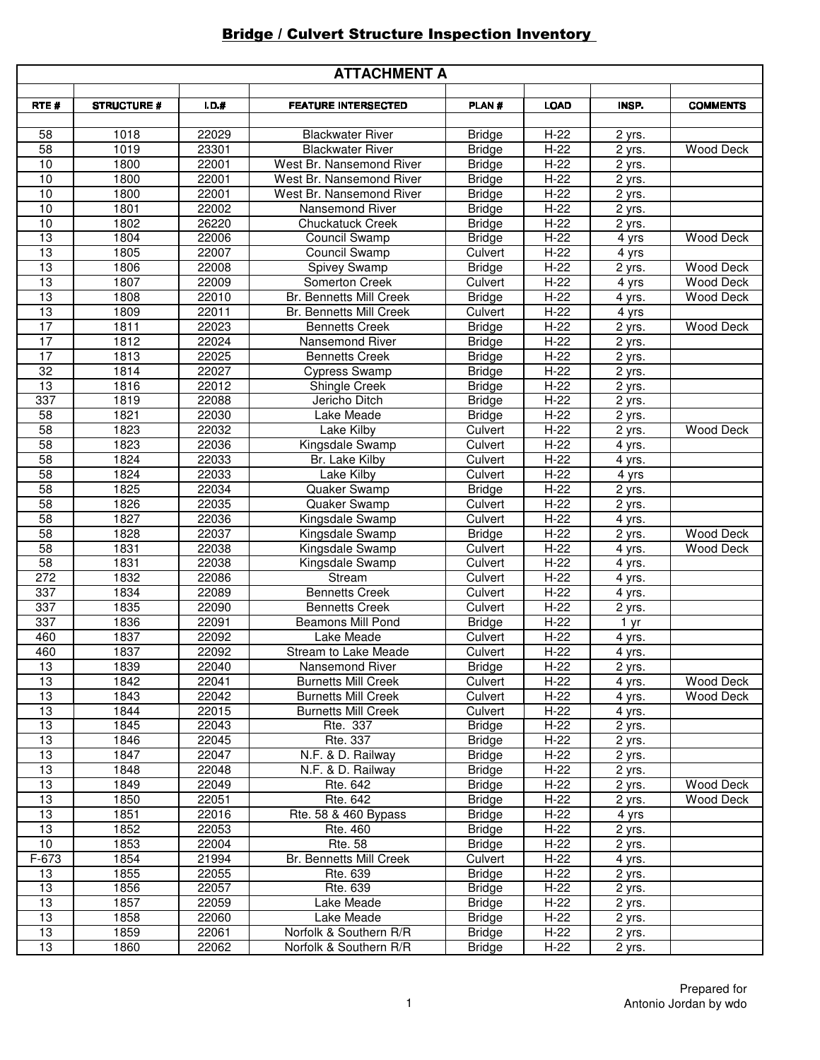# Bridge / Culvert Structure Inspection Inventory

| ATTACHMENT A | | | | | | | |
|---|---|---|---|---|---|---|---|
| RTE # | STRUCTURE # | I.D.# | FEATURE INTERSECTED | PLAN # | LOAD | INSP. | COMMENTS |
| 58 | 1018 | 22029 | Blackwater River | Bridge | H-22 | 2 yrs. | |
| 58 | 1019 | 23301 | Blackwater River | Bridge | H-22 | 2 yrs. | Wood Deck |
| 10 | 1800 | 22001 | West Br. Nansemond River | Bridge | H-22 | 2 yrs. | |
| 10 | 1800 | 22001 | West Br. Nansemond River | Bridge | H-22 | 2 yrs. | |
| 10 | 1800 | 22001 | West Br. Nansemond River | Bridge | H-22 | 2 yrs. | |
| 10 | 1801 | 22002 | Nansemond River | Bridge | H-22 | 2 yrs. | |
| 10 | 1802 | 26220 | Chuckatuck Creek | Bridge | H-22 | 2 yrs. | |
| 13 | 1804 | 22006 | Council Swamp | Bridge | H-22 | 4 yrs | Wood Deck |
| 13 | 1805 | 22007 | Council Swamp | Culvert | H-22 | 4 yrs | |
| 13 | 1806 | 22008 | Spivey Swamp | Bridge | H-22 | 2 yrs. | Wood Deck |
| 13 | 1807 | 22009 | Somerton Creek | Culvert | H-22 | 4 yrs | Wood Deck |
| 13 | 1808 | 22010 | Br. Bennetts Mill Creek | Bridge | H-22 | 4 yrs. | Wood Deck |
| 13 | 1809 | 22011 | Br. Bennetts Mill Creek | Culvert | H-22 | 4 yrs | |
| 17 | 1811 | 22023 | Bennetts Creek | Bridge | H-22 | 2 yrs. | Wood Deck |
| 17 | 1812 | 22024 | Nansemond River | Bridge | H-22 | 2 yrs. | |
| 17 | 1813 | 22025 | Bennetts Creek | Bridge | H-22 | 2 yrs. | |
| 32 | 1814 | 22027 | Cypress Swamp | Bridge | H-22 | 2 yrs. | |
| 13 | 1816 | 22012 | Shingle Creek | Bridge | H-22 | 2 yrs. | |
| 337 | 1819 | 22088 | Jericho Ditch | Bridge | H-22 | 2 yrs. | |
| 58 | 1821 | 22030 | Lake Meade | Bridge | H-22 | 2 yrs. | |
| 58 | 1823 | 22032 | Lake Kilby | Culvert | H-22 | 2 yrs. | Wood Deck |
| 58 | 1823 | 22036 | Kingsdale Swamp | Culvert | H-22 | 4 yrs. | |
| 58 | 1824 | 22033 | Br. Lake Kilby | Culvert | H-22 | 4 yrs. | |
| 58 | 1824 | 22033 | Lake Kilby | Culvert | H-22 | 4 yrs | |
| 58 | 1825 | 22034 | Quaker Swamp | Bridge | H-22 | 2 yrs. | |
| 58 | 1826 | 22035 | Quaker Swamp | Culvert | H-22 | 2 yrs. | |
| 58 | 1827 | 22036 | Kingsdale Swamp | Culvert | H-22 | 4 yrs. | |
| 58 | 1828 | 22037 | Kingsdale Swamp | Bridge | H-22 | 2 yrs. | Wood Deck |
| 58 | 1831 | 22038 | Kingsdale Swamp | Culvert | H-22 | 4 yrs. | Wood Deck |
| 58 | 1831 | 22038 | Kingsdale Swamp | Culvert | H-22 | 4 yrs. | |
| 272 | 1832 | 22086 | Stream | Culvert | H-22 | 4 yrs. | |
| 337 | 1834 | 22089 | Bennetts Creek | Culvert | H-22 | 4 yrs. | |
| 337 | 1835 | 22090 | Bennetts Creek | Culvert | H-22 | 2 yrs. | |
| 337 | 1836 | 22091 | Beamons Mill Pond | Bridge | H-22 | 1 yr | |
| 460 | 1837 | 22092 | Lake Meade | Culvert | H-22 | 4 yrs. | |
| 460 | 1837 | 22092 | Stream to Lake Meade | Culvert | H-22 | 4 yrs. | |
| 13 | 1839 | 22040 | Nansemond River | Bridge | H-22 | 2 yrs. | |
| 13 | 1842 | 22041 | Burnetts Mill Creek | Culvert | H-22 | 4 yrs. | Wood Deck |
| 13 | 1843 | 22042 | Burnetts Mill Creek | Culvert | H-22 | 4 yrs. | Wood Deck |
| 13 | 1844 | 22015 | Burnetts Mill Creek | Culvert | H-22 | 4 yrs. | |
| 13 | 1845 | 22043 | Rte. 337 | Bridge | H-22 | 2 yrs. | |
| 13 | 1846 | 22045 | Rte. 337 | Bridge | H-22 | 2 yrs. | |
| 13 | 1847 | 22047 | N.F. & D. Railway | Bridge | H-22 | 2 yrs. | |
| 13 | 1848 | 22048 | N.F. & D. Railway | Bridge | H-22 | 2 yrs. | |
| 13 | 1849 | 22049 | Rte. 642 | Bridge | H-22 | 2 yrs. | Wood Deck |
| 13 | 1850 | 22051 | Rte. 642 | Bridge | H-22 | 2 yrs. | Wood Deck |
| 13 | 1851 | 22016 | Rte. 58 & 460 Bypass | Bridge | H-22 | 4 yrs | |
| 13 | 1852 | 22053 | Rte. 460 | Bridge | H-22 | 2 yrs. | |
| 10 | 1853 | 22004 | Rte. 58 | Bridge | H-22 | 2 yrs. | |
| F-673 | 1854 | 21994 | Br. Bennetts Mill Creek | Culvert | H-22 | 4 yrs. | |
| 13 | 1855 | 22055 | Rte. 639 | Bridge | H-22 | 2 yrs. | |
| 13 | 1856 | 22057 | Rte. 639 | Bridge | H-22 | 2 yrs. | |
| 13 | 1857 | 22059 | Lake Meade | Bridge | H-22 | 2 yrs. | |
| 13 | 1858 | 22060 | Lake Meade | Bridge | H-22 | 2 yrs. | |
| 13 | 1859 | 22061 | Norfolk & Southern R/R | Bridge | H-22 | 2 yrs. | |
| 13 | 1860 | 22062 | Norfolk & Southern R/R | Bridge | H-22 | 2 yrs. | |

Prepared for
Antonio Jordan by wdo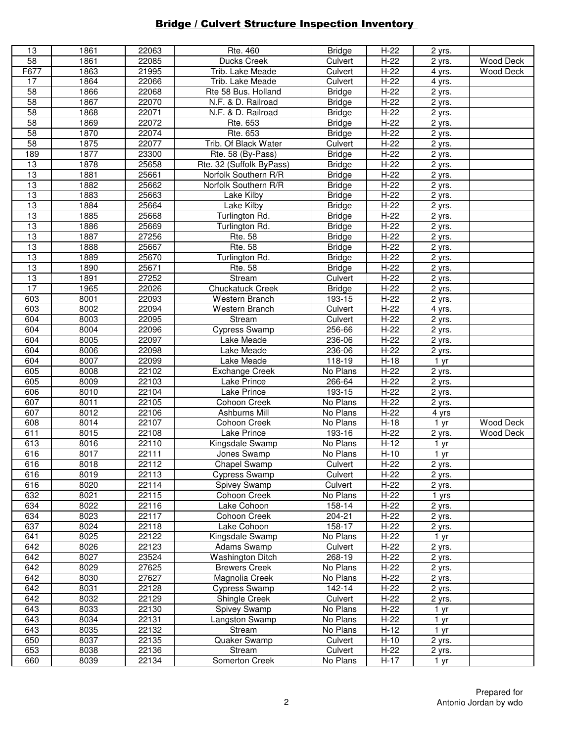## Bridge / Culvert Structure Inspection Inventory

| | | | | | | | |
|---|---|---|---|---|---|---|---|
| 13 | 1861 | 22063 | Rte. 460 | Bridge | H-22 | 2 yrs. | |
| 58 | 1861 | 22085 | Ducks Creek | Culvert | H-22 | 2 yrs. | Wood Deck |
| F677 | 1863 | 21995 | Trib. Lake Meade | Culvert | H-22 | 4 yrs. | Wood Deck |
| 17 | 1864 | 22066 | Trib. Lake Meade | Culvert | H-22 | 4 yrs. | |
| 58 | 1866 | 22068 | Rte 58 Bus. Holland | Bridge | H-22 | 2 yrs. | |
| 58 | 1867 | 22070 | N.F. & D. Railroad | Bridge | H-22 | 2 yrs. | |
| 58 | 1868 | 22071 | N.F. & D. Railroad | Bridge | H-22 | 2 yrs. | |
| 58 | 1869 | 22072 | Rte. 653 | Bridge | H-22 | 2 yrs. | |
| 58 | 1870 | 22074 | Rte. 653 | Bridge | H-22 | 2 yrs. | |
| 58 | 1875 | 22077 | Trib. Of Black Water | Culvert | H-22 | 2 yrs. | |
| 189 | 1877 | 23300 | Rte. 58 (By-Pass) | Bridge | H-22 | 2 yrs. | |
| 13 | 1878 | 25658 | Rte. 32 (Suffolk ByPass) | Bridge | H-22 | 2 yrs. | |
| 13 | 1881 | 25661 | Norfolk Southern R/R | Bridge | H-22 | 2 yrs. | |
| 13 | 1882 | 25662 | Norfolk Southern R/R | Bridge | H-22 | 2 yrs. | |
| 13 | 1883 | 25663 | Lake Kilby | Bridge | H-22 | 2 yrs. | |
| 13 | 1884 | 25664 | Lake Kilby | Bridge | H-22 | 2 yrs. | |
| 13 | 1885 | 25668 | Turlington Rd. | Bridge | H-22 | 2 yrs. | |
| 13 | 1886 | 25669 | Turlington Rd. | Bridge | H-22 | 2 yrs. | |
| 13 | 1887 | 27256 | Rte. 58 | Bridge | H-22 | 2 yrs. | |
| 13 | 1888 | 25667 | Rte. 58 | Bridge | H-22 | 2 yrs. | |
| 13 | 1889 | 25670 | Turlington Rd. | Bridge | H-22 | 2 yrs. | |
| 13 | 1890 | 25671 | Rte. 58 | Bridge | H-22 | 2 yrs. | |
| 13 | 1891 | 27252 | Stream | Culvert | H-22 | 2 yrs. | |
| 17 | 1965 | 22026 | Chuckatuck Creek | Bridge | H-22 | 2 yrs. | |
| 603 | 8001 | 22093 | Western Branch | 193-15 | H-22 | 2 yrs. | |
| 603 | 8002 | 22094 | Western Branch | Culvert | H-22 | 4 yrs. | |
| 604 | 8003 | 22095 | Stream | Culvert | H-22 | 2 yrs. | |
| 604 | 8004 | 22096 | Cypress Swamp | 256-66 | H-22 | 2 yrs. | |
| 604 | 8005 | 22097 | Lake Meade | 236-06 | H-22 | 2 yrs. | |
| 604 | 8006 | 22098 | Lake Meade | 236-06 | H-22 | 2 yrs. | |
| 604 | 8007 | 22099 | Lake Meade | 118-19 | H-18 | 1 yr | |
| 605 | 8008 | 22102 | Exchange Creek | No Plans | H-22 | 2 yrs. | |
| 605 | 8009 | 22103 | Lake Prince | 266-64 | H-22 | 2 yrs. | |
| 606 | 8010 | 22104 | Lake Prince | 193-15 | H-22 | 2 yrs. | |
| 607 | 8011 | 22105 | Cohoon Creek | No Plans | H-22 | 2 yrs. | |
| 607 | 8012 | 22106 | Ashburns Mill | No Plans | H-22 | 4 yrs | |
| 608 | 8014 | 22107 | Cohoon Creek | No Plans | H-18 | 1 yr | Wood Deck |
| 611 | 8015 | 22108 | Lake Prince | 193-16 | H-22 | 2 yrs. | Wood Deck |
| 613 | 8016 | 22110 | Kingsdale Swamp | No Plans | H-12 | 1 yr | |
| 616 | 8017 | 22111 | Jones Swamp | No Plans | H-10 | 1 yr | |
| 616 | 8018 | 22112 | Chapel Swamp | Culvert | H-22 | 2 yrs. | |
| 616 | 8019 | 22113 | Cypress Swamp | Culvert | H-22 | 2 yrs. | |
| 616 | 8020 | 22114 | Spivey Swamp | Culvert | H-22 | 2 yrs. | |
| 632 | 8021 | 22115 | Cohoon Creek | No Plans | H-22 | 1 yrs | |
| 634 | 8022 | 22116 | Lake Cohoon | 158-14 | H-22 | 2 yrs. | |
| 634 | 8023 | 22117 | Cohoon Creek | 204-21 | H-22 | 2 yrs. | |
| 637 | 8024 | 22118 | Lake Cohoon | 158-17 | H-22 | 2 yrs. | |
| 641 | 8025 | 22122 | Kingsdale Swamp | No Plans | H-22 | 1 yr | |
| 642 | 8026 | 22123 | Adams Swamp | Culvert | H-22 | 2 yrs. | |
| 642 | 8027 | 23524 | Washington Ditch | 268-19 | H-22 | 2 yrs. | |
| 642 | 8029 | 27625 | Brewers Creek | No Plans | H-22 | 2 yrs. | |
| 642 | 8030 | 27627 | Magnolia Creek | No Plans | H-22 | 2 yrs. | |
| 642 | 8031 | 22128 | Cypress Swamp | 142-14 | H-22 | 2 yrs. | |
| 642 | 8032 | 22129 | Shingle Creek | Culvert | H-22 | 2 yrs. | |
| 643 | 8033 | 22130 | Spivey Swamp | No Plans | H-22 | 1 yr | |
| 643 | 8034 | 22131 | Langston Swamp | No Plans | H-22 | 1 yr | |
| 643 | 8035 | 22132 | Stream | No Plans | H-12 | 1 yr | |
| 650 | 8037 | 22135 | Quaker Swamp | Culvert | H-10 | 2 yrs. | |
| 653 | 8038 | 22136 | Stream | Culvert | H-22 | 2 yrs. | |
| 660 | 8039 | 22134 | Somerton Creek | No Plans | H-17 | 1 yr | |

Prepared for
Antonio Jordan by wdo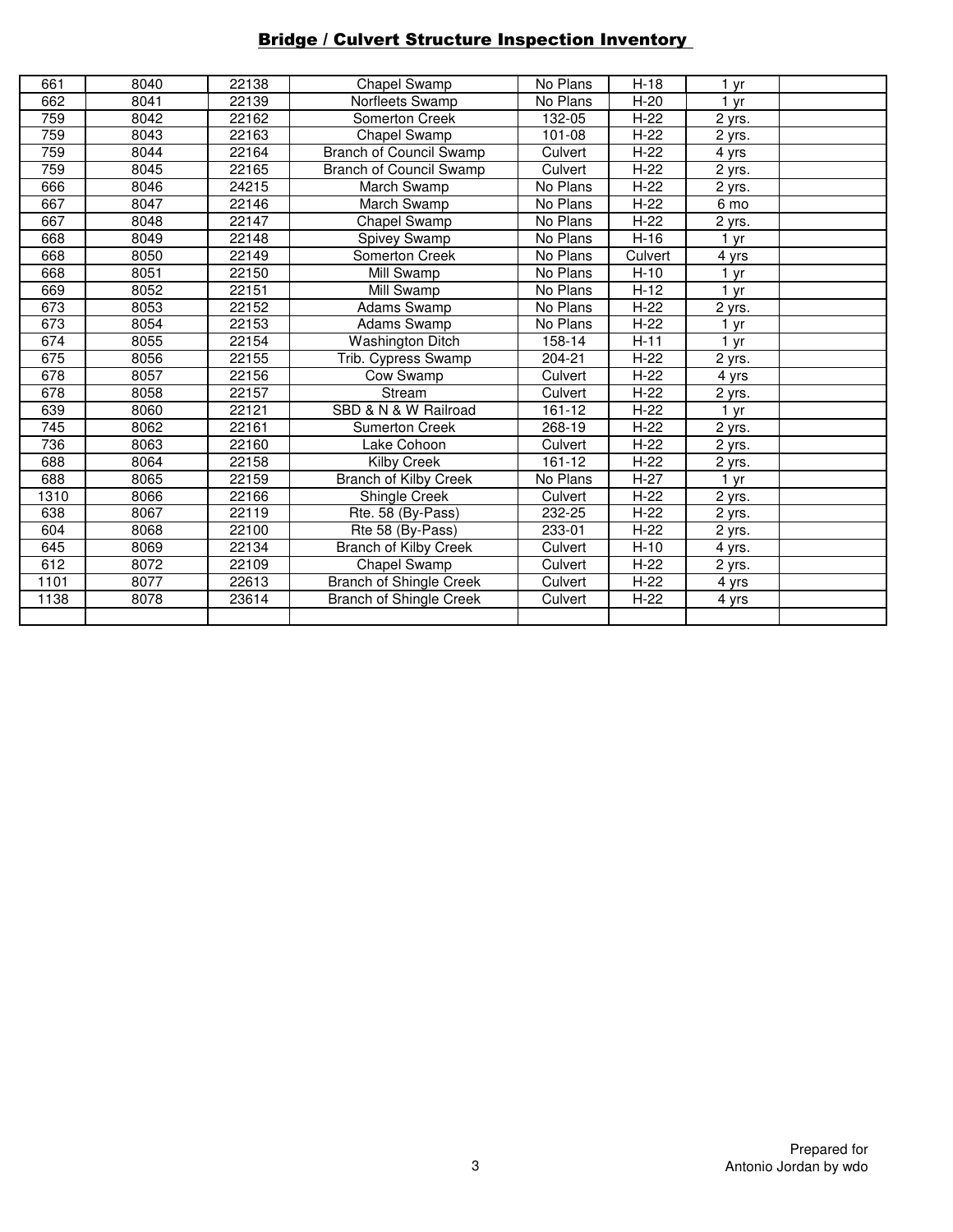## Bridge / Culvert Structure Inspection Inventory

| | | | | | | | |
|---|---|---|---|---|---|---|---|
| 661 | 8040 | 22138 | Chapel Swamp | No Plans | H-18 | 1 yr | |
| 662 | 8041 | 22139 | Norfleets Swamp | No Plans | H-20 | 1 yr | |
| 759 | 8042 | 22162 | Somerton Creek | 132-05 | H-22 | 2 yrs. | |
| 759 | 8043 | 22163 | Chapel Swamp | 101-08 | H-22 | 2 yrs. | |
| 759 | 8044 | 22164 | Branch of Council Swamp | Culvert | H-22 | 4 yrs | |
| 759 | 8045 | 22165 | Branch of Council Swamp | Culvert | H-22 | 2 yrs. | |
| 666 | 8046 | 24215 | March Swamp | No Plans | H-22 | 2 yrs. | |
| 667 | 8047 | 22146 | March Swamp | No Plans | H-22 | 6 mo | |
| 667 | 8048 | 22147 | Chapel Swamp | No Plans | H-22 | 2 yrs. | |
| 668 | 8049 | 22148 | Spivey Swamp | No Plans | H-16 | 1 yr | |
| 668 | 8050 | 22149 | Somerton Creek | No Plans | Culvert | 4 yrs | |
| 668 | 8051 | 22150 | Mill Swamp | No Plans | H-10 | 1 yr | |
| 669 | 8052 | 22151 | Mill Swamp | No Plans | H-12 | 1 yr | |
| 673 | 8053 | 22152 | Adams Swamp | No Plans | H-22 | 2 yrs. | |
| 673 | 8054 | 22153 | Adams Swamp | No Plans | H-22 | 1 yr | |
| 674 | 8055 | 22154 | Washington Ditch | 158-14 | H-11 | 1 yr | |
| 675 | 8056 | 22155 | Trib. Cypress Swamp | 204-21 | H-22 | 2 yrs. | |
| 678 | 8057 | 22156 | Cow Swamp | Culvert | H-22 | 4 yrs | |
| 678 | 8058 | 22157 | Stream | Culvert | H-22 | 2 yrs. | |
| 639 | 8060 | 22121 | SBD & N & W Railroad | 161-12 | H-22 | 1 yr | |
| 745 | 8062 | 22161 | Sumerton Creek | 268-19 | H-22 | 2 yrs. | |
| 736 | 8063 | 22160 | Lake Cohoon | Culvert | H-22 | 2 yrs. | |
| 688 | 8064 | 22158 | Kilby Creek | 161-12 | H-22 | 2 yrs. | |
| 688 | 8065 | 22159 | Branch of Kilby Creek | No Plans | H-27 | 1 yr | |
| 1310 | 8066 | 22166 | Shingle Creek | Culvert | H-22 | 2 yrs. | |
| 638 | 8067 | 22119 | Rte. 58 (By-Pass) | 232-25 | H-22 | 2 yrs. | |
| 604 | 8068 | 22100 | Rte 58 (By-Pass) | 233-01 | H-22 | 2 yrs. | |
| 645 | 8069 | 22134 | Branch of Kilby Creek | Culvert | H-10 | 4 yrs. | |
| 612 | 8072 | 22109 | Chapel Swamp | Culvert | H-22 | 2 yrs. | |
| 1101 | 8077 | 22613 | Branch of Shingle Creek | Culvert | H-22 | 4 yrs | |
| 1138 | 8078 | 23614 | Branch of Shingle Creek | Culvert | H-22 | 4 yrs | |
| | | | | | | | |

Prepared for
Antonio Jordan by wdo